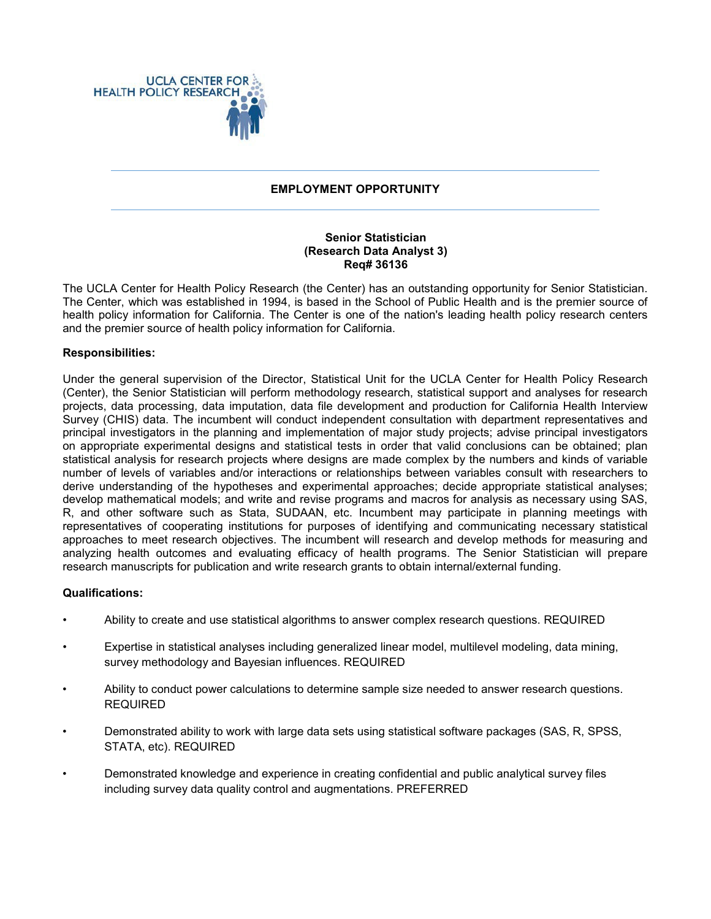UCLA CENTER FOR HEALTH POLICY RESEARCH

## EMPLOYMENT OPPORTUNITY

**Senior Statistician**
**(Research Data Analyst 3)**
**Req# 36136**

The UCLA Center for Health Policy Research (the Center) has an outstanding opportunity for Senior Statistician. The Center, which was established in 1994, is based in the School of Public Health and is the premier source of health policy information for California. The Center is one of the nation's leading health policy research centers and the premier source of health policy information for California.

**Responsibilities:**

Under the general supervision of the Director, Statistical Unit for the UCLA Center for Health Policy Research (Center), the Senior Statistician will perform methodology research, statistical support and analyses for research projects, data processing, data imputation, data file development and production for California Health Interview Survey (CHIS) data. The incumbent will conduct independent consultation with department representatives and principal investigators in the planning and implementation of major study projects; advise principal investigators on appropriate experimental designs and statistical tests in order that valid conclusions can be obtained; plan statistical analysis for research projects where designs are made complex by the numbers and kinds of variable number of levels of variables and/or interactions or relationships between variables consult with researchers to derive understanding of the hypotheses and experimental approaches; decide appropriate statistical analyses; develop mathematical models; and write and revise programs and macros for analysis as necessary using SAS, R, and other software such as Stata, SUDAAN, etc. Incumbent may participate in planning meetings with representatives of cooperating institutions for purposes of identifying and communicating necessary statistical approaches to meet research objectives. The incumbent will research and develop methods for measuring and analyzing health outcomes and evaluating efficacy of health programs. The Senior Statistician will prepare research manuscripts for publication and write research grants to obtain internal/external funding.

**Qualifications:**

- Ability to create and use statistical algorithms to answer complex research questions. REQUIRED
- Expertise in statistical analyses including generalized linear model, multilevel modeling, data mining, survey methodology and Bayesian influences. REQUIRED
- Ability to conduct power calculations to determine sample size needed to answer research questions. REQUIRED
- Demonstrated ability to work with large data sets using statistical software packages (SAS, R, SPSS, STATA, etc). REQUIRED
- Demonstrated knowledge and experience in creating confidential and public analytical survey files including survey data quality control and augmentations. PREFERRED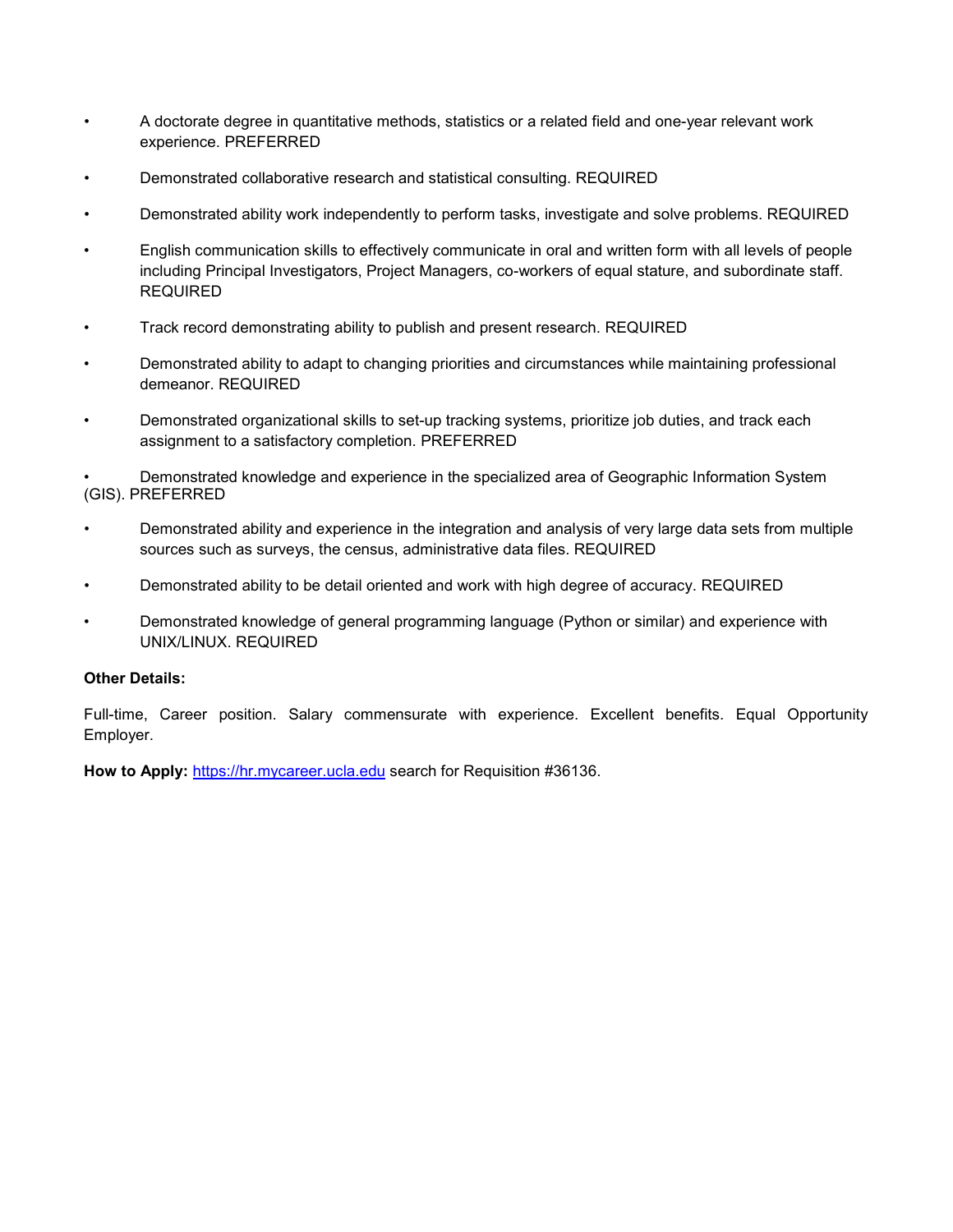- A doctorate degree in quantitative methods, statistics or a related field and one-year relevant work experience. PREFERRED
- Demonstrated collaborative research and statistical consulting. REQUIRED
- Demonstrated ability work independently to perform tasks, investigate and solve problems. REQUIRED
- English communication skills to effectively communicate in oral and written form with all levels of people including Principal Investigators, Project Managers, co-workers of equal stature, and subordinate staff. REQUIRED
- Track record demonstrating ability to publish and present research. REQUIRED
- Demonstrated ability to adapt to changing priorities and circumstances while maintaining professional demeanor. REQUIRED
- Demonstrated organizational skills to set-up tracking systems, prioritize job duties, and track each assignment to a satisfactory completion. PREFERRED
- Demonstrated knowledge and experience in the specialized area of Geographic Information System (GIS). PREFERRED
- Demonstrated ability and experience in the integration and analysis of very large data sets from multiple sources such as surveys, the census, administrative data files. REQUIRED
- Demonstrated ability to be detail oriented and work with high degree of accuracy. REQUIRED
- Demonstrated knowledge of general programming language (Python or similar) and experience with UNIX/LINUX. REQUIRED

**Other Details:**

Full-time, Career position. Salary commensurate with experience. Excellent benefits. Equal Opportunity Employer.

**How to Apply:** https://hr.mycareer.ucla.edu search for Requisition #36136.